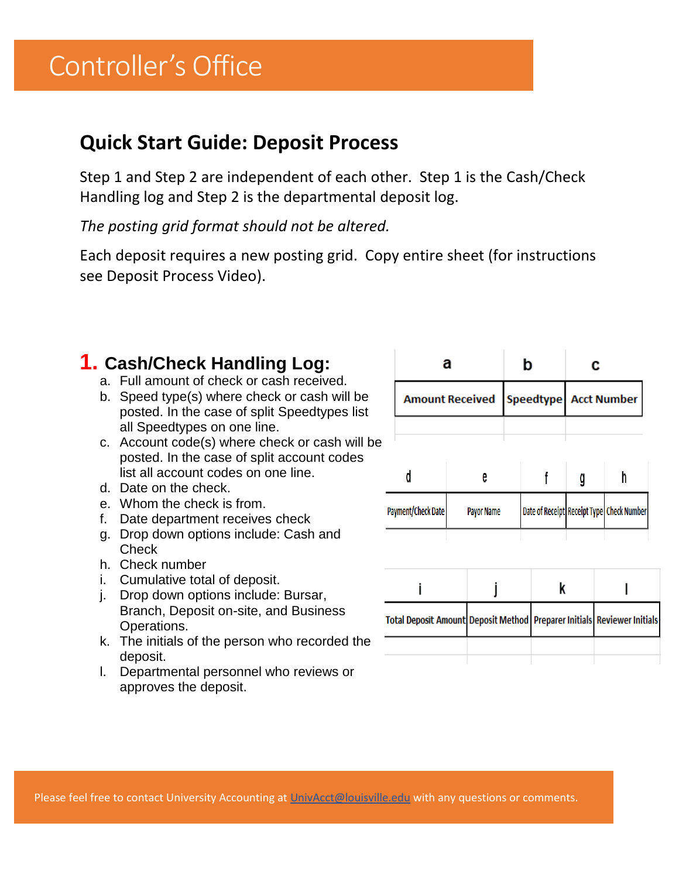# Controller's Office

## Quick Start Guide: Deposit Process

Step 1 and Step 2 are independent of each other. Step 1 is the Cash/Check Handling log and Step 2 is the departmental deposit log.

*The posting grid format should not be altered.*

Each deposit requires a new posting grid. Copy entire sheet (for instructions see Deposit Process Video).

### 1. Cash/Check Handling Log:

a. Full amount of check or cash received.
b. Speed type(s) where check or cash will be posted. In the case of split Speedtypes list all Speedtypes on one line.
c. Account code(s) where check or cash will be posted. In the case of split account codes list all account codes on one line.
d. Date on the check.
e. Whom the check is from.
f. Date department receives check
g. Drop down options include: Cash and Check
h. Check number
i. Cumulative total of deposit.
j. Drop down options include: Bursar, Branch, Deposit on-site, and Business Operations.
k. The initials of the person who recorded the deposit.
l. Departmental personnel who reviews or approves the deposit.

| a | b | c |
|---|---|---|
| Amount Received | Speedtype | Acct Number |
| | | |

| d | e | f | g | h |
|---|---|---|---|---|
| Payment/Check Date | Payor Name | Date of Receipt | Receipt Type | Check Number |
| | | | | |

| i | j | k | l |
|---|---|---|---|
| Total Deposit Amount | Deposit Method | Preparer Initials | Reviewer Initials |
| | | | |

Please feel free to contact University Accounting at UnivAcct@louisville.edu with any questions or comments.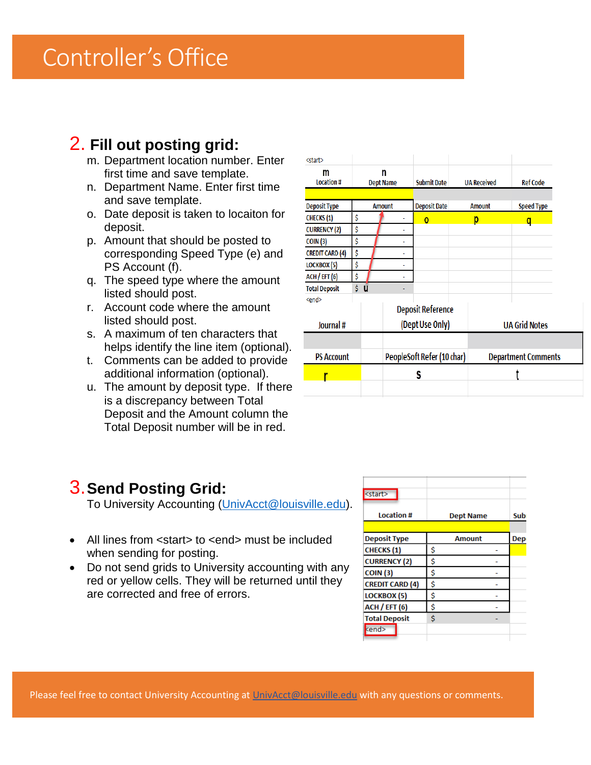# Controller's Office

## 2. Fill out posting grid:

m. Department location number. Enter first time and save template.
n. Department Name. Enter first time and save template.
o. Date deposit is taken to locaiton for deposit.
p. Amount that should be posted to corresponding Speed Type (e) and PS Account (f).
q. The speed type where the amount listed should post.
r. Account code where the amount listed should post.
s. A maximum of ten characters that helps identify the line item (optional).
t. Comments can be added to provide additional information (optional).
u. The amount by deposit type. If there is a discrepancy between Total Deposit and the Amount column the Total Deposit number will be in red.

| <start> | | | | |
|---|---|---|---|---|
| m<br>Location # | n<br>Dept Name | Submit Date | UA Received | Ref Code |
| | | | | |
| Deposit Type | Amount | Deposit Date | Amount | Speed Type |
| CHECKS (1) | $ - | o | p | q |
| CURRENCY (2) | $ - | | | |
| COIN (3) | $ - | | | |
| CREDIT CARD (4) | $ - | | | |
| LOCKBOX (5) | $ - | | | |
| ACH / EFT (6) | $ - | | | |
| Total Deposit | $ u - | | | |
| <end> | | | | |

| Journal # | Deposit Reference (Dept Use Only) | UA Grid Notes |
|---|---|---|
| | | |
| PS Account | PeopleSoft Refer (10 char) | Department Comments |
| r | s | t |
| | | |

## 3. Send Posting Grid:

To University Accounting (UnivAcct@louisville.edu).

- All lines from <start> to <end> must be included when sending for posting.
- Do not send grids to University accounting with any red or yellow cells. They will be returned until they are corrected and free of errors.

| <start> | | |
|---|---|---|
| Location # | Dept Name | Sub |
| | | |
| Deposit Type | Amount | Dep |
| CHECKS (1) | $ - | |
| CURRENCY (2) | $ - | |
| COIN (3) | $ - | |
| CREDIT CARD (4) | $ - | |
| LOCKBOX (5) | $ - | |
| ACH / EFT (6) | $ - | |
| Total Deposit | $ - | |
| <end> | | |

Please feel free to contact University Accounting at UnivAcct@louisville.edu with any questions or comments.